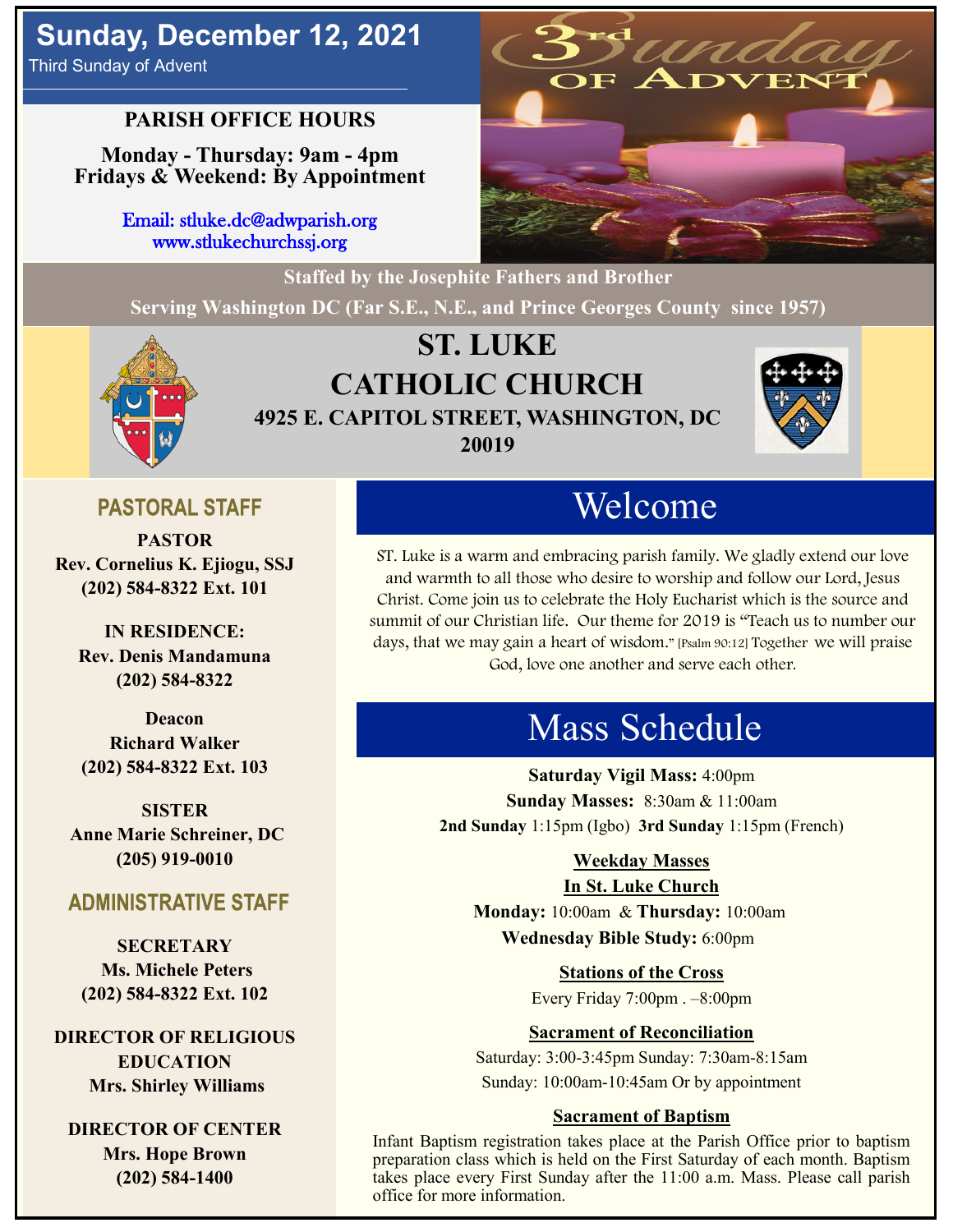# Sunday, December 12, 2021

Third Sunday of Advent

**PARISH OFFICE HOURS**

**Monday - Thursday: 9am - 4pm**
**Fridays & Weekend: By Appointment**

Email: stluke.dc@adwparish.org
www.stlukechurchssj.org

3rd Sunday OF ADVENT

**Staffed by the Josephite Fathers and Brother**

**Serving Washington DC (Far S.E., N.E., and Prince Georges County since 1957)**

# ST. LUKE CATHOLIC CHURCH

**4925 E. CAPITOL STREET, WASHINGTON, DC 20019**

## PASTORAL STAFF

**PASTOR**
**Rev. Cornelius K. Ejiogu, SSJ**
**(202) 584-8322 Ext. 101**

**IN RESIDENCE:**
**Rev. Denis Mandamuna**
**(202) 584-8322**

**Deacon**
**Richard Walker**
**(202) 584-8322 Ext. 103**

**SISTER**
**Anne Marie Schreiner, DC**
**(205) 919-0010**

## ADMINISTRATIVE STAFF

**SECRETARY**
**Ms. Michele Peters**
**(202) 584-8322 Ext. 102**

**DIRECTOR OF RELIGIOUS EDUCATION**
**Mrs. Shirley Williams**

**DIRECTOR OF CENTER**
**Mrs. Hope Brown**
**(202) 584-1400**

## Welcome

ST. Luke is a warm and embracing parish family. We gladly extend our love and warmth to all those who desire to worship and follow our Lord, Jesus Christ. Come join us to celebrate the Holy Eucharist which is the source and summit of our Christian life. Our theme for 2019 is "Teach us to number our days, that we may gain a heart of wisdom." [Psalm 90:12] Together we will praise God, love one another and serve each other.

## Mass Schedule

**Saturday Vigil Mass:** 4:00pm
**Sunday Masses:** 8:30am & 11:00am
**2nd Sunday** 1:15pm (Igbo) **3rd Sunday** 1:15pm (French)

**Weekday Masses**
**In St. Luke Church**
**Monday:** 10:00am & **Thursday:** 10:00am
**Wednesday Bible Study:** 6:00pm

**Stations of the Cross**
Every Friday 7:00pm . –8:00pm

**Sacrament of Reconciliation**
Saturday: 3:00-3:45pm Sunday: 7:30am-8:15am
Sunday: 10:00am-10:45am Or by appointment

**Sacrament of Baptism**
Infant Baptism registration takes place at the Parish Office prior to baptism preparation class which is held on the First Saturday of each month. Baptism takes place every First Sunday after the 11:00 a.m. Mass. Please call parish office for more information.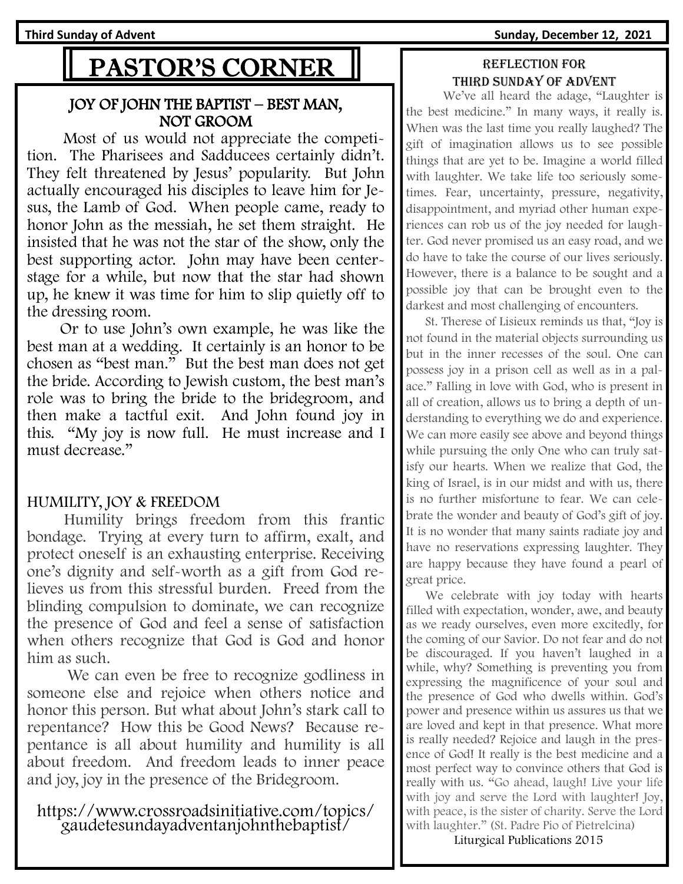# PASTOR'S CORNER

## JOY OF JOHN THE BAPTIST – BEST MAN, NOT GROOM

Most of us would not appreciate the competition. The Pharisees and Sadducees certainly didn't. They felt threatened by Jesus' popularity. But John actually encouraged his disciples to leave him for Jesus, the Lamb of God. When people came, ready to honor John as the messiah, he set them straight. He insisted that he was not the star of the show, only the best supporting actor. John may have been center-stage for a while, but now that the star had shown up, he knew it was time for him to slip quietly off to the dressing room.

Or to use John's own example, he was like the best man at a wedding. It certainly is an honor to be chosen as "best man." But the best man does not get the bride. According to Jewish custom, the best man's role was to bring the bride to the bridegroom, and then make a tactful exit. And John found joy in this. "My joy is now full. He must increase and I must decrease."

## HUMILITY, JOY & FREEDOM

Humility brings freedom from this frantic bondage. Trying at every turn to affirm, exalt, and protect oneself is an exhausting enterprise. Receiving one's dignity and self-worth as a gift from God relieves us from this stressful burden. Freed from the blinding compulsion to dominate, we can recognize the presence of God and feel a sense of satisfaction when others recognize that God is God and honor him as such.

We can even be free to recognize godliness in someone else and rejoice when others notice and honor this person. But what about John's stark call to repentance? How this be Good News? Because repentance is all about humility and humility is all about freedom. And freedom leads to inner peace and joy, joy in the presence of the Bridegroom.

https://www.crossroadsinitiative.com/topics/gaudetesundayadventanjohnthebaptist/

## REFLECTION FOR THIRD SUNDAY OF ADVENT

We've all heard the adage, "Laughter is the best medicine." In many ways, it really is. When was the last time you really laughed? The gift of imagination allows us to see possible things that are yet to be. Imagine a world filled with laughter. We take life too seriously sometimes. Fear, uncertainty, pressure, negativity, disappointment, and myriad other human experiences can rob us of the joy needed for laughter. God never promised us an easy road, and we do have to take the course of our lives seriously. However, there is a balance to be sought and a possible joy that can be brought even to the darkest and most challenging of encounters.

St. Therese of Lisieux reminds us that, "Joy is not found in the material objects surrounding us but in the inner recesses of the soul. One can possess joy in a prison cell as well as in a palace." Falling in love with God, who is present in all of creation, allows us to bring a depth of understanding to everything we do and experience. We can more easily see above and beyond things while pursuing the only One who can truly satisfy our hearts. When we realize that God, the king of Israel, is in our midst and with us, there is no further misfortune to fear. We can celebrate the wonder and beauty of God's gift of joy. It is no wonder that many saints radiate joy and have no reservations expressing laughter. They are happy because they have found a pearl of great price.

We celebrate with joy today with hearts filled with expectation, wonder, awe, and beauty as we ready ourselves, even more excitedly, for the coming of our Savior. Do not fear and do not be discouraged. If you haven't laughed in a while, why? Something is preventing you from expressing the magnificence of your soul and the presence of God who dwells within. God's power and presence within us assures us that we are loved and kept in that presence. What more is really needed? Rejoice and laugh in the presence of God! It really is the best medicine and a most perfect way to convince others that God is really with us. "Go ahead, laugh! Live your life with joy and serve the Lord with laughter! Joy, with peace, is the sister of charity. Serve the Lord with laughter." (St. Padre Pio of Pietrelcina)

Liturgical Publications 2015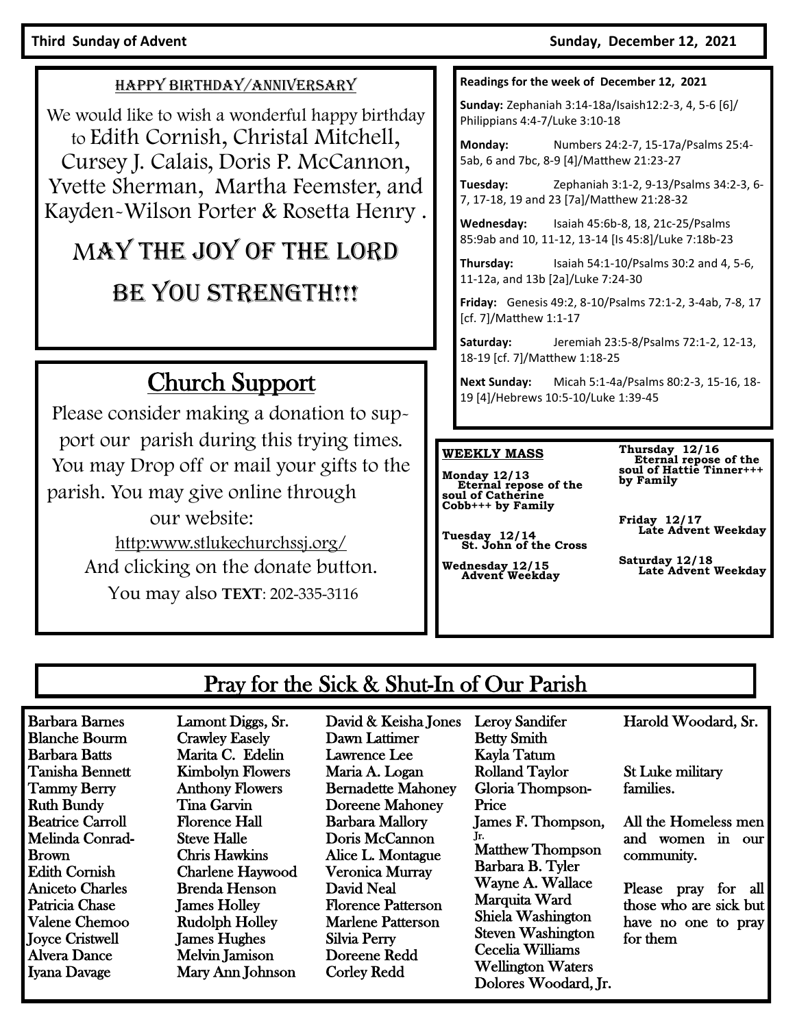**Third Sunday of Advent** **Sunday, December 12, 2021**

## HAPPY BIRTHDAY/ANNIVERSARY

We would like to wish a wonderful happy birthday to Edith Cornish, Christal Mitchell, Cursey J. Calais, Doris P. McCannon, Yvette Sherman, Martha Feemster, and Kayden-Wilson Porter & Rosetta Henry .

MAY THE JOY OF THE LORD

BE YOU STRENGTH!!!

## Church Support

Please consider making a donation to support our parish during this trying times. You may Drop off or mail your gifts to the parish. You may give online through our website:

http:www.stlukechurchssj.org/

And clicking on the donate button.

You may also **TEXT**: 202-335-3116

**Readings for the week of December 12, 2021**

**Sunday:** Zephaniah 3:14-18a/Isaish12:2-3, 4, 5-6 [6]/ Philippians 4:4-7/Luke 3:10-18

**Monday:** Numbers 24:2-7, 15-17a/Psalms 25:4-5ab, 6 and 7bc, 8-9 [4]/Matthew 21:23-27

**Tuesday:** Zephaniah 3:1-2, 9-13/Psalms 34:2-3, 6-7, 17-18, 19 and 23 [7a]/Matthew 21:28-32

**Wednesday:** Isaiah 45:6b-8, 18, 21c-25/Psalms 85:9ab and 10, 11-12, 13-14 [Is 45:8]/Luke 7:18b-23

**Thursday:** Isaiah 54:1-10/Psalms 30:2 and 4, 5-6, 11-12a, and 13b [2a]/Luke 7:24-30

**Friday:** Genesis 49:2, 8-10/Psalms 72:1-2, 3-4ab, 7-8, 17 [cf. 7]/Matthew 1:1-17

**Saturday:** Jeremiah 23:5-8/Psalms 72:1-2, 12-13, 18-19 [cf. 7]/Matthew 1:18-25

**Next Sunday:** Micah 5:1-4a/Psalms 80:2-3, 15-16, 18-19 [4]/Hebrews 10:5-10/Luke 1:39-45

**WEEKLY MASS**

**Monday 12/13**
**Eternal repose of the soul of Catherine Cobb+++ by Family**

**Tuesday 12/14**
**St. John of the Cross**

**Wednesday 12/15**
**Advent Weekday**

**Thursday 12/16**
**Eternal repose of the soul of Hattie Tinner+++ by Family**

**Friday 12/17**
**Late Advent Weekday**

**Saturday 12/18**
**Late Advent Weekday**

## Pray for the Sick & Shut-In of Our Parish

Barbara Barnes
Blanche Bourm
Barbara Batts
Tanisha Bennett
Tammy Berry
Ruth Bundy
Beatrice Carroll
Melinda Conrad-Brown
Edith Cornish
Aniceto Charles
Patricia Chase
Valene Chemoo
Joyce Cristwell
Alvera Dance
Iyana Davage
Lamont Diggs, Sr.
Crawley Easely
Marita C. Edelin
Kimbolyn Flowers
Anthony Flowers
Tina Garvin
Florence Hall
Steve Halle
Chris Hawkins
Charlene Haywood
Brenda Henson
James Holley
Rudolph Holley
James Hughes
Melvin Jamison
Mary Ann Johnson
David & Keisha Jones
Dawn Lattimer
Lawrence Lee
Maria A. Logan
Bernadette Mahoney
Doreene Mahoney
Barbara Mallory
Doris McCannon
Alice L. Montague
Veronica Murray
David Neal
Florence Patterson
Marlene Patterson
Silvia Perry
Doreene Redd
Corley Redd
Leroy Sandifer
Betty Smith
Kayla Tatum
Rolland Taylor
Gloria Thompson-Price
James F. Thompson, Jr.
Matthew Thompson
Barbara B. Tyler
Wayne A. Wallace
Marquita Ward
Shiela Washington
Steven Washington
Cecelia Williams
Wellington Waters
Dolores Woodard, Jr.
Harold Woodard, Sr.

St Luke military families.

All the Homeless men and women in our community.

Please pray for all those who are sick but have no one to pray for them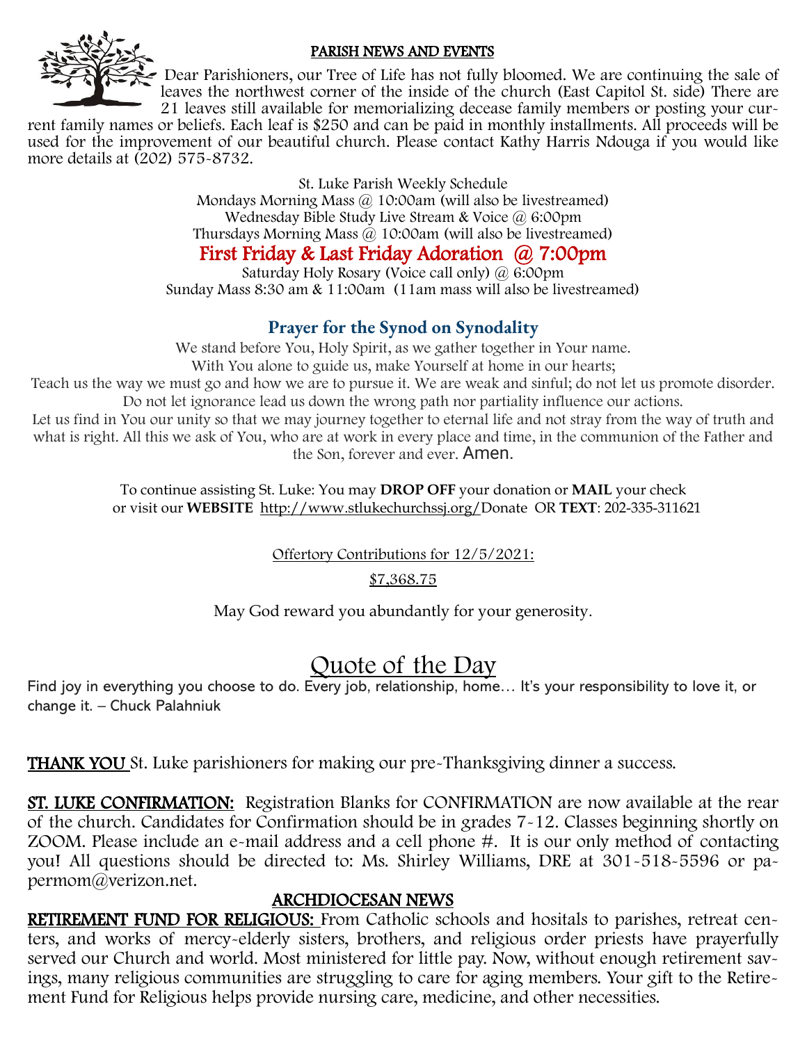## PARISH NEWS AND EVENTS

Dear Parishioners, our Tree of Life has not fully bloomed. We are continuing the sale of leaves the northwest corner of the inside of the church (East Capitol St. side) There are 21 leaves still available for memorializing decease family members or posting your current family names or beliefs. Each leaf is $250 and can be paid in monthly installments. All proceeds will be used for the improvement of our beautiful church. Please contact Kathy Harris Ndouga if you would like more details at (202) 575-8732.

St. Luke Parish Weekly Schedule
Mondays Morning Mass @ 10:00am (will also be livestreamed)
Wednesday Bible Study Live Stream & Voice @ 6:00pm
Thursdays Morning Mass @ 10:00am (will also be livestreamed)

**First Friday & Last Friday Adoration @ 7:00pm**

Saturday Holy Rosary (Voice call only) @ 6:00pm
Sunday Mass 8:30 am & 11:00am (11am mass will also be livestreamed)

## Prayer for the Synod on Synodality

We stand before You, Holy Spirit, as we gather together in Your name.
With You alone to guide us, make Yourself at home in our hearts;
Teach us the way we must go and how we are to pursue it. We are weak and sinful; do not let us promote disorder.
Do not let ignorance lead us down the wrong path nor partiality influence our actions.
Let us find in You our unity so that we may journey together to eternal life and not stray from the way of truth and what is right. All this we ask of You, who are at work in every place and time, in the communion of the Father and the Son, forever and ever. Amen.

To continue assisting St. Luke: You may **DROP OFF** your donation or **MAIL** your check or visit our **WEBSITE** http://www.stlukechurchssj.org/Donate OR **TEXT**: 202-335-311621

Offertory Contributions for 12/5/2021:

$7,368.75

May God reward you abundantly for your generosity.

# Quote of the Day

Find joy in everything you choose to do. Every job, relationship, home… It's your responsibility to love it, or change it. – Chuck Palahniuk

**THANK YOU** St. Luke parishioners for making our pre-Thanksgiving dinner a success.

**ST. LUKE CONFIRMATION:** Registration Blanks for CONFIRMATION are now available at the rear of the church. Candidates for Confirmation should be in grades 7-12. Classes beginning shortly on ZOOM. Please include an e-mail address and a cell phone #. It is our only method of contacting you! All questions should be directed to: Ms. Shirley Williams, DRE at 301-518-5596 or papermom@verizon.net.

## ARCHDIOCESAN NEWS

**RETIREMENT FUND FOR RELIGIOUS:** From Catholic schools and hositals to parishes, retreat centers, and works of mercy-elderly sisters, brothers, and religious order priests have prayerfully served our Church and world. Most ministered for little pay. Now, without enough retirement savings, many religious communities are struggling to care for aging members. Your gift to the Retirement Fund for Religious helps provide nursing care, medicine, and other necessities.